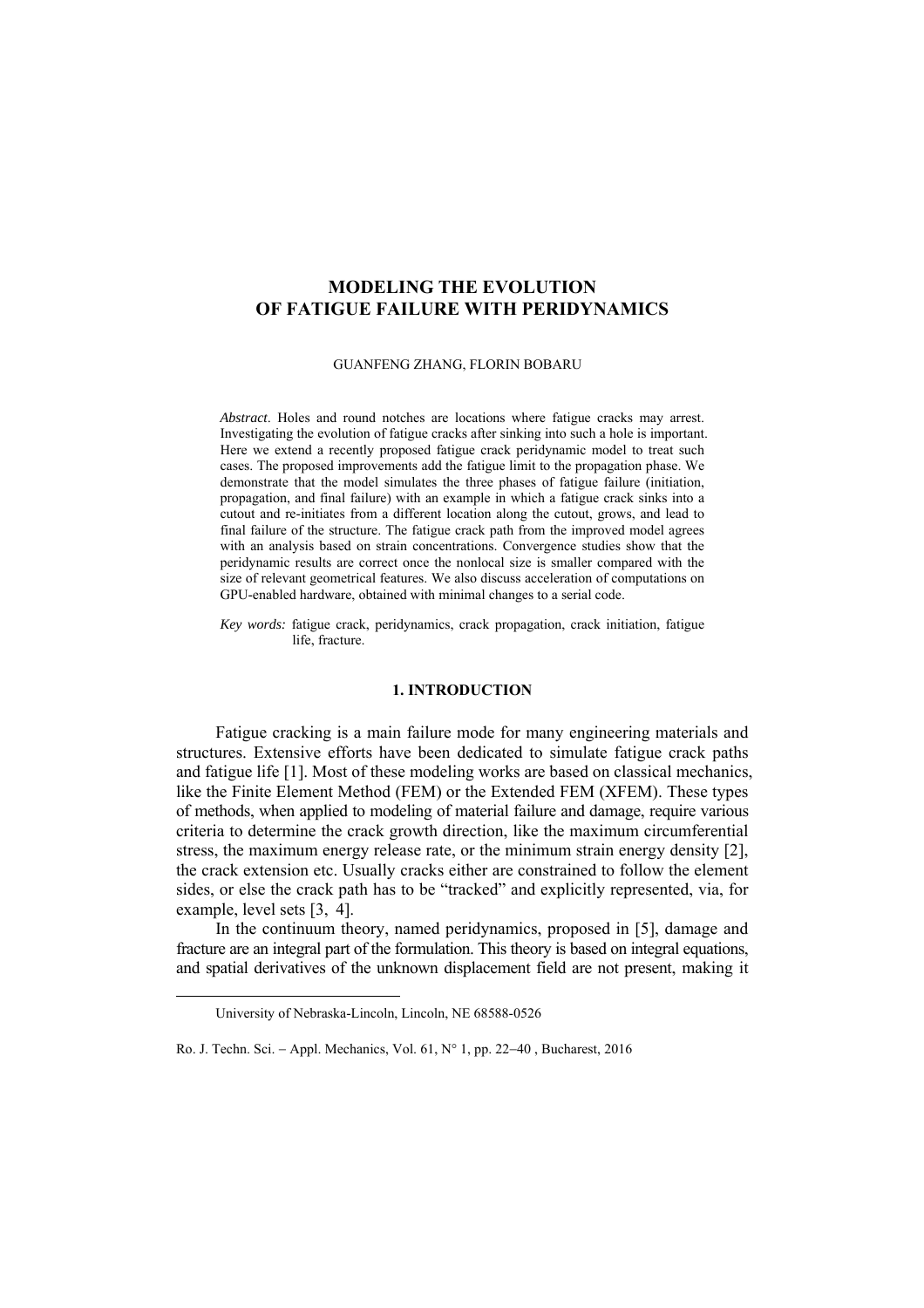# MODELING THE EVOLUTION OF FATIGUE FAILURE WITH PERIDYNAMICS

GUANFENG ZHANG, FLORIN BOBARU

*Abstract*. Holes and round notches are locations where fatigue cracks may arrest. Investigating the evolution of fatigue cracks after sinking into such a hole is important. Here we extend a recently proposed fatigue crack peridynamic model to treat such cases. The proposed improvements add the fatigue limit to the propagation phase. We demonstrate that the model simulates the three phases of fatigue failure (initiation, propagation, and final failure) with an example in which a fatigue crack sinks into a cutout and re-initiates from a different location along the cutout, grows, and lead to final failure of the structure. The fatigue crack path from the improved model agrees with an analysis based on strain concentrations. Convergence studies show that the peridynamic results are correct once the nonlocal size is smaller compared with the size of relevant geometrical features. We also discuss acceleration of computations on GPU-enabled hardware, obtained with minimal changes to a serial code.

*Key words:* fatigue crack, peridynamics, crack propagation, crack initiation, fatigue life, fracture.

## 1. INTRODUCTION

Fatigue cracking is a main failure mode for many engineering materials and structures. Extensive efforts have been dedicated to simulate fatigue crack paths and fatigue life [1]. Most of these modeling works are based on classical mechanics, like the Finite Element Method (FEM) or the Extended FEM (XFEM). These types of methods, when applied to modeling of material failure and damage, require various criteria to determine the crack growth direction, like the maximum circumferential stress, the maximum energy release rate, or the minimum strain energy density [2], the crack extension etc. Usually cracks either are constrained to follow the element sides, or else the crack path has to be "tracked" and explicitly represented, via, for example, level sets [3, 4].

In the continuum theory, named peridynamics, proposed in [5], damage and fracture are an integral part of the formulation. This theory is based on integral equations, and spatial derivatives of the unknown displacement field are not present, making it

University of Nebraska-Lincoln, Lincoln, NE 68588-0526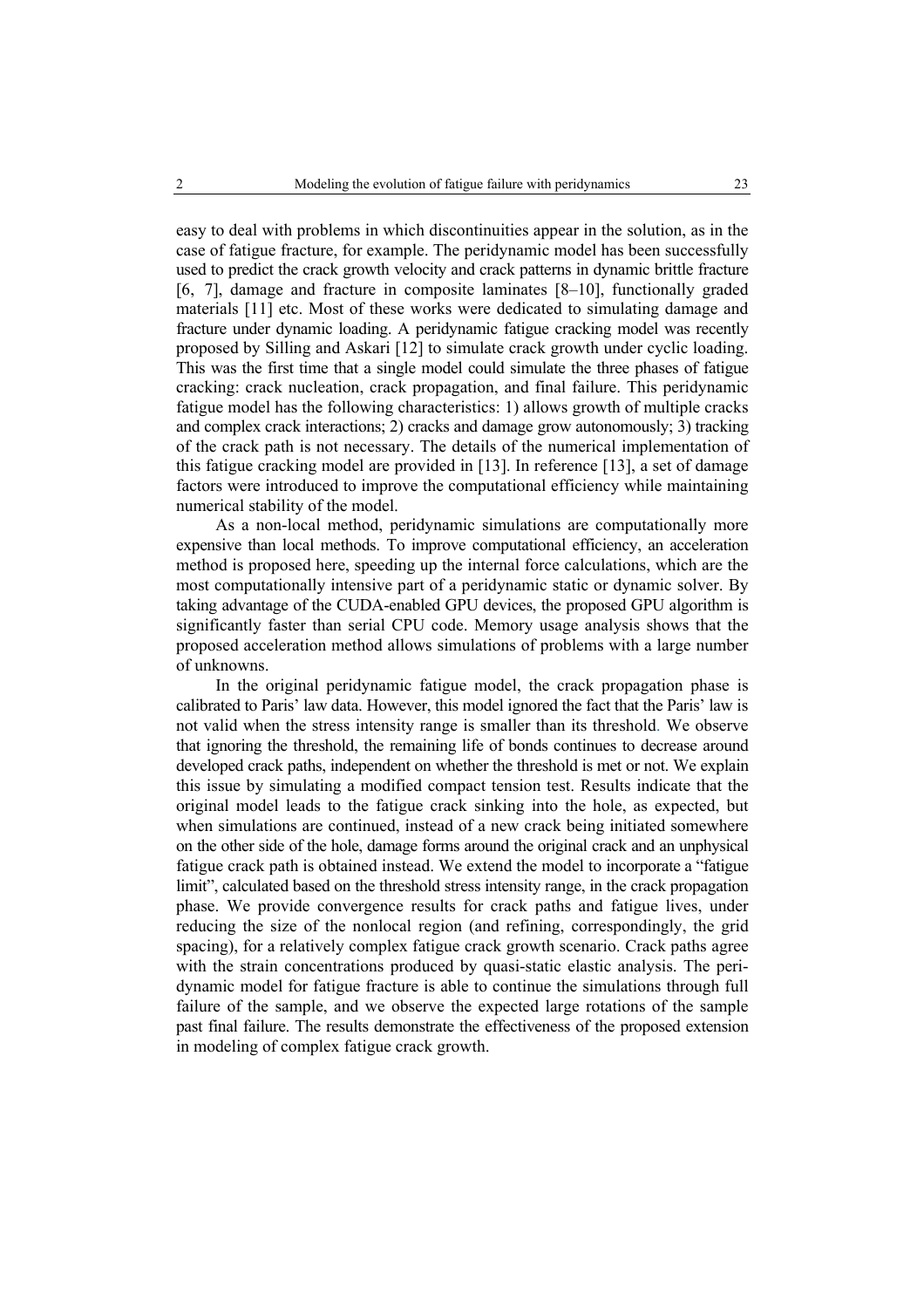easy to deal with problems in which discontinuities appear in the solution, as in the case of fatigue fracture, for example. The peridynamic model has been successfully used to predict the crack growth velocity and crack patterns in dynamic brittle fracture [6, 7], damage and fracture in composite laminates [8–10], functionally graded materials [11] etc. Most of these works were dedicated to simulating damage and fracture under dynamic loading. A peridynamic fatigue cracking model was recently proposed by Silling and Askari [12] to simulate crack growth under cyclic loading. This was the first time that a single model could simulate the three phases of fatigue cracking: crack nucleation, crack propagation, and final failure. This peridynamic fatigue model has the following characteristics: 1) allows growth of multiple cracks and complex crack interactions; 2) cracks and damage grow autonomously; 3) tracking of the crack path is not necessary. The details of the numerical implementation of this fatigue cracking model are provided in [13]. In reference [13], a set of damage factors were introduced to improve the computational efficiency while maintaining numerical stability of the model.

As a non-local method, peridynamic simulations are computationally more expensive than local methods. To improve computational efficiency, an acceleration method is proposed here, speeding up the internal force calculations, which are the most computationally intensive part of a peridynamic static or dynamic solver. By taking advantage of the CUDA-enabled GPU devices, the proposed GPU algorithm is significantly faster than serial CPU code. Memory usage analysis shows that the proposed acceleration method allows simulations of problems with a large number of unknowns.

In the original peridynamic fatigue model, the crack propagation phase is calibrated to Paris' law data. However, this model ignored the fact that the Paris' law is not valid when the stress intensity range is smaller than its threshold. We observe that ignoring the threshold, the remaining life of bonds continues to decrease around developed crack paths, independent on whether the threshold is met or not. We explain this issue by simulating a modified compact tension test. Results indicate that the original model leads to the fatigue crack sinking into the hole, as expected, but when simulations are continued, instead of a new crack being initiated somewhere on the other side of the hole, damage forms around the original crack and an unphysical fatigue crack path is obtained instead. We extend the model to incorporate a "fatigue limit", calculated based on the threshold stress intensity range, in the crack propagation phase. We provide convergence results for crack paths and fatigue lives, under reducing the size of the nonlocal region (and refining, correspondingly, the grid spacing), for a relatively complex fatigue crack growth scenario. Crack paths agree with the strain concentrations produced by quasi-static elastic analysis. The peridynamic model for fatigue fracture is able to continue the simulations through full failure of the sample, and we observe the expected large rotations of the sample past final failure. The results demonstrate the effectiveness of the proposed extension in modeling of complex fatigue crack growth.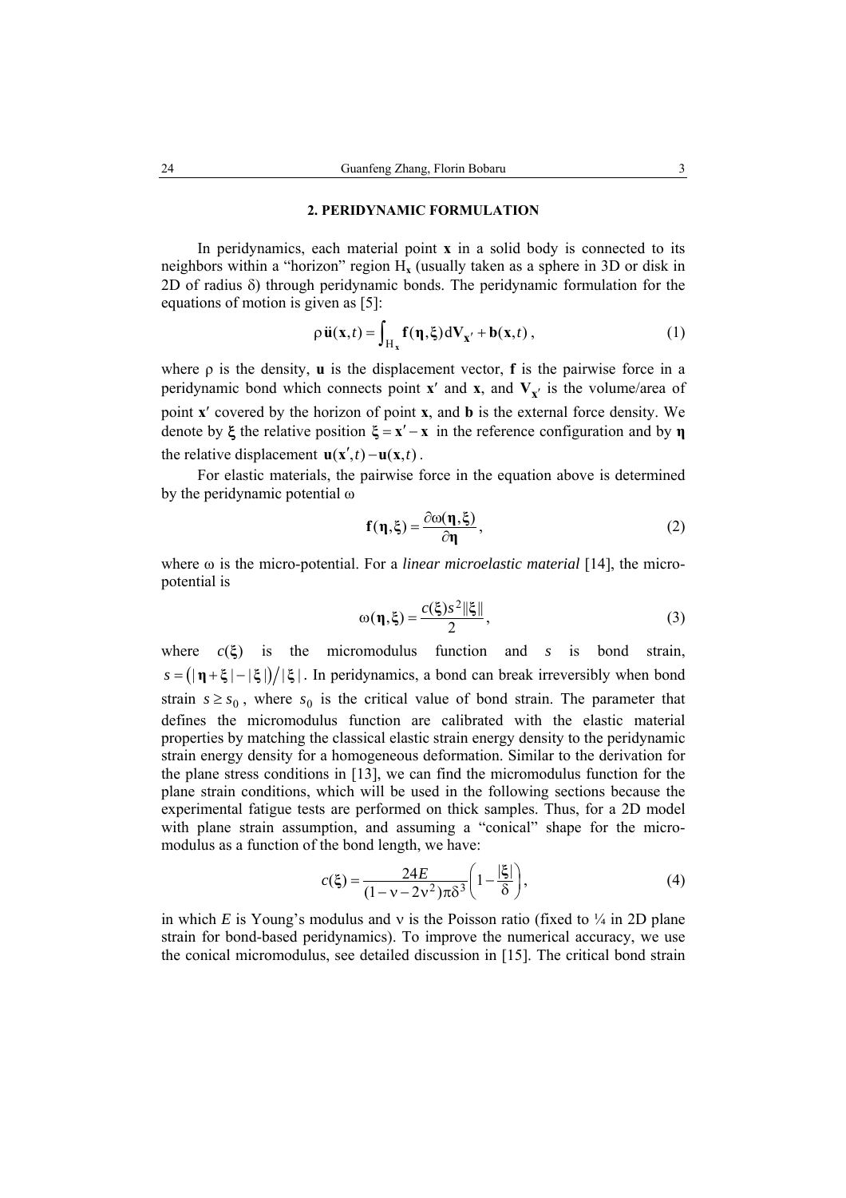## 2. PERIDYNAMIC FORMULATION

In peridynamics, each material point $\mathbf{x}$ in a solid body is connected to its neighbors within a "horizon" region $\mathrm{H}_{\mathbf{x}}$ (usually taken as a sphere in 3D or disk in 2D of radius $\delta$) through peridynamic bonds. The peridynamic formulation for the equations of motion is given as [5]:

$$\rho\,\ddot{\mathbf{u}}(\mathbf{x},t) = \int_{\mathrm{H}_{\mathbf{x}}} \mathbf{f}(\boldsymbol{\eta},\xi)\,\mathrm{d}\mathbf{V}_{\mathbf{x}'} + \mathbf{b}(\mathbf{x},t)\,, \tag{1}$$

where $\rho$ is the density, $\mathbf{u}$ is the displacement vector, $\mathbf{f}$ is the pairwise force in a peridynamic bond which connects point $\mathbf{x}'$ and $\mathbf{x}$, and $\mathbf{V}_{\mathbf{x}'}$ is the volume/area of point $\mathbf{x}'$ covered by the horizon of point $\mathbf{x}$, and $\mathbf{b}$ is the external force density. We denote by $\boldsymbol{\xi}$ the relative position $\boldsymbol{\xi} = \mathbf{x}' - \mathbf{x}$ in the reference configuration and by $\boldsymbol{\eta}$ the relative displacement $\mathbf{u}(\mathbf{x}',t) - \mathbf{u}(\mathbf{x},t)$.

For elastic materials, the pairwise force in the equation above is determined by the peridynamic potential $\omega$

$$\mathbf{f}(\boldsymbol{\eta},\xi) = \frac{\partial\omega(\boldsymbol{\eta},\xi)}{\partial\boldsymbol{\eta}}\,, \tag{2}$$

where $\omega$ is the micro-potential. For a *linear microelastic material* [14], the micro-potential is

$$\omega(\boldsymbol{\eta},\xi) = \frac{c(\xi)s^2\|\xi\|}{2}\,, \tag{3}$$

where $c(\boldsymbol{\xi})$ is the micromodulus function and $s$ is bond strain, $s = \left(|\boldsymbol{\eta}+\boldsymbol{\xi}| - |\boldsymbol{\xi}|\right)/|\boldsymbol{\xi}|$. In peridynamics, a bond can break irreversibly when bond strain $s \geq s_0$, where $s_0$ is the critical value of bond strain. The parameter that defines the micromodulus function are calibrated with the elastic material properties by matching the classical elastic strain energy density to the peridynamic strain energy density for a homogeneous deformation. Similar to the derivation for the plane stress conditions in [13], we can find the micromodulus function for the plane strain conditions, which will be used in the following sections because the experimental fatigue tests are performed on thick samples. Thus, for a 2D model with plane strain assumption, and assuming a "conical" shape for the micro-modulus as a function of the bond length, we have:

$$c(\xi) = \frac{24E}{(1-\nu-2\nu^2)\pi\delta^3}\left(1 - \frac{|\xi|}{\delta}\right), \tag{4}$$

in which $E$ is Young's modulus and $\nu$ is the Poisson ratio (fixed to ¼ in 2D plane strain for bond-based peridynamics). To improve the numerical accuracy, we use the conical micromodulus, see detailed discussion in [15]. The critical bond strain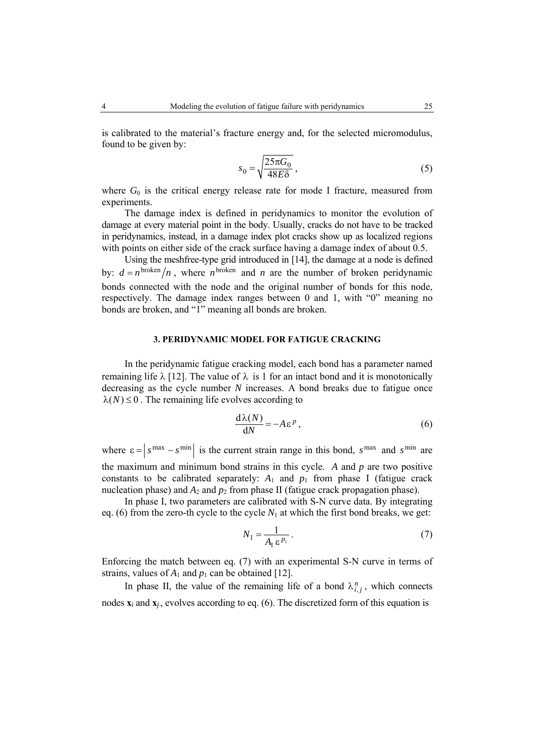is calibrated to the material's fracture energy and, for the selected micromodulus, found to be given by:

$$s_0 = \sqrt{\frac{25\pi G_0}{48E\delta}}, \tag{5}$$

where $G_0$ is the critical energy release rate for mode I fracture, measured from experiments.

The damage index is defined in peridynamics to monitor the evolution of damage at every material point in the body. Usually, cracks do not have to be tracked in peridynamics, instead, in a damage index plot cracks show up as localized regions with points on either side of the crack surface having a damage index of about 0.5.

Using the meshfree-type grid introduced in [14], the damage at a node is defined by: $d = n^{\text{broken}}/n$, where $n^{\text{broken}}$ and $n$ are the number of broken peridynamic bonds connected with the node and the original number of bonds for this node, respectively. The damage index ranges between 0 and 1, with "0" meaning no bonds are broken, and "1" meaning all bonds are broken.

## 3. PERIDYNAMIC MODEL FOR FATIGUE CRACKING

In the peridynamic fatigue cracking model, each bond has a parameter named remaining life $\lambda$ [12]. The value of $\lambda$ is 1 for an intact bond and it is monotonically decreasing as the cycle number $N$ increases. A bond breaks due to fatigue once $\lambda(N) \leq 0$. The remaining life evolves according to

$$\frac{\mathrm{d}\lambda(N)}{\mathrm{d}N} = -A\varepsilon^{p}, \tag{6}$$

where $\varepsilon = \left| s^{\max} - s^{\min} \right|$ is the current strain range in this bond, $s^{\max}$ and $s^{\min}$ are the maximum and minimum bond strains in this cycle. $A$ and $p$ are two positive constants to be calibrated separately: $A_1$ and $p_1$ from phase I (fatigue crack nucleation phase) and $A_2$ and $p_2$ from phase II (fatigue crack propagation phase).

In phase I, two parameters are calibrated with S-N curve data. By integrating eq. (6) from the zero-th cycle to the cycle $N_1$ at which the first bond breaks, we get:

$$N_1 = \frac{1}{A_1 \varepsilon^{p_1}}. \tag{7}$$

Enforcing the match between eq. (7) with an experimental S-N curve in terms of strains, values of $A_1$ and $p_1$ can be obtained [12].

In phase II, the value of the remaining life of a bond $\lambda_{i,j}^{n}$, which connects nodes $\mathbf{x}_i$ and $\mathbf{x}_j$, evolves according to eq. (6). The discretized form of this equation is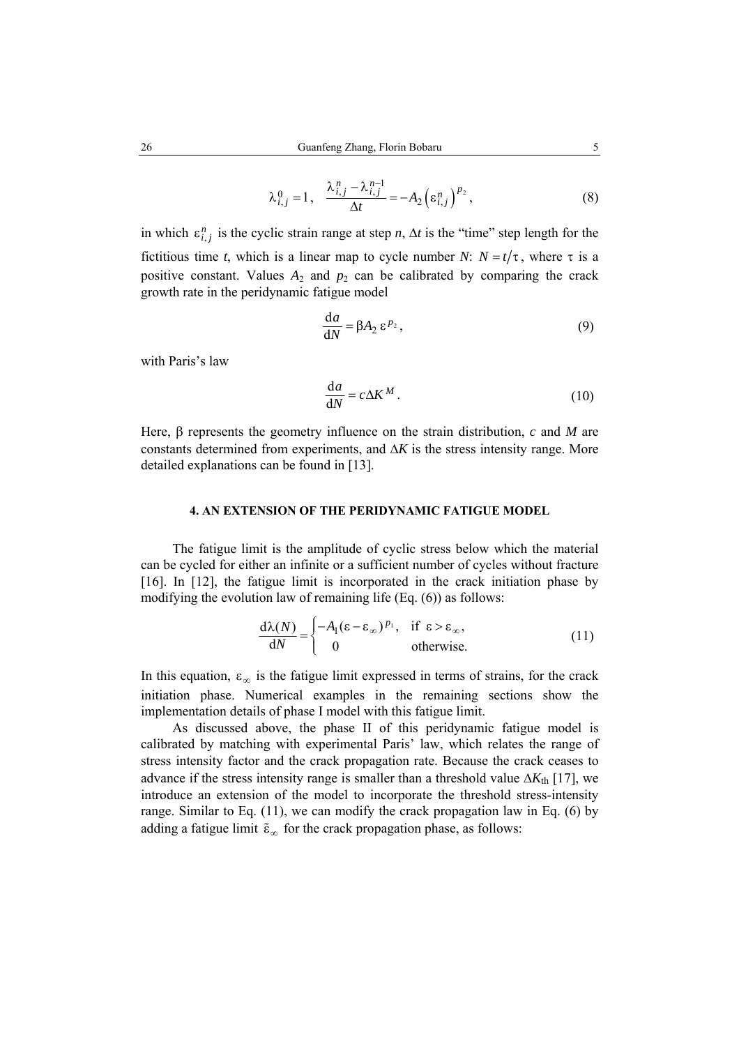$$\lambda_{i,j}^{0} = 1, \quad \frac{\lambda_{i,j}^{n} - \lambda_{i,j}^{n-1}}{\Delta t} = -A_2 \left(\varepsilon_{i,j}^{n}\right)^{p_2}, \tag{8}$$

in which $\varepsilon_{i,j}^{n}$ is the cyclic strain range at step $n$, $\Delta t$ is the "time" step length for the fictitious time $t$, which is a linear map to cycle number $N$: $N = t/\tau$, where $\tau$ is a positive constant. Values $A_2$ and $p_2$ can be calibrated by comparing the crack growth rate in the peridynamic fatigue model

$$\frac{\mathrm{d}a}{\mathrm{d}N} = \beta A_2 \, \varepsilon^{p_2}, \tag{9}$$

with Paris's law

$$\frac{\mathrm{d}a}{\mathrm{d}N} = c \Delta K^{M}. \tag{10}$$

Here, $\beta$ represents the geometry influence on the strain distribution, $c$ and $M$ are constants determined from experiments, and $\Delta K$ is the stress intensity range. More detailed explanations can be found in [13].

## 4. AN EXTENSION OF THE PERIDYNAMIC FATIGUE MODEL

The fatigue limit is the amplitude of cyclic stress below which the material can be cycled for either an infinite or a sufficient number of cycles without fracture [16]. In [12], the fatigue limit is incorporated in the crack initiation phase by modifying the evolution law of remaining life (Eq. (6)) as follows:

$$\frac{\mathrm{d}\lambda(N)}{\mathrm{d}N} = \begin{cases} -A_1 (\varepsilon - \varepsilon_{\infty})^{p_1}, & \text{if } \varepsilon > \varepsilon_{\infty}, \\ 0 & \text{otherwise.} \end{cases} \tag{11}$$

In this equation, $\varepsilon_{\infty}$ is the fatigue limit expressed in terms of strains, for the crack initiation phase. Numerical examples in the remaining sections show the implementation details of phase I model with this fatigue limit.

As discussed above, the phase II of this peridynamic fatigue model is calibrated by matching with experimental Paris' law, which relates the range of stress intensity factor and the crack propagation rate. Because the crack ceases to advance if the stress intensity range is smaller than a threshold value $\Delta K_{\mathrm{th}}$ [17], we introduce an extension of the model to incorporate the threshold stress-intensity range. Similar to Eq. (11), we can modify the crack propagation law in Eq. (6) by adding a fatigue limit $\tilde{\varepsilon}_{\infty}$ for the crack propagation phase, as follows: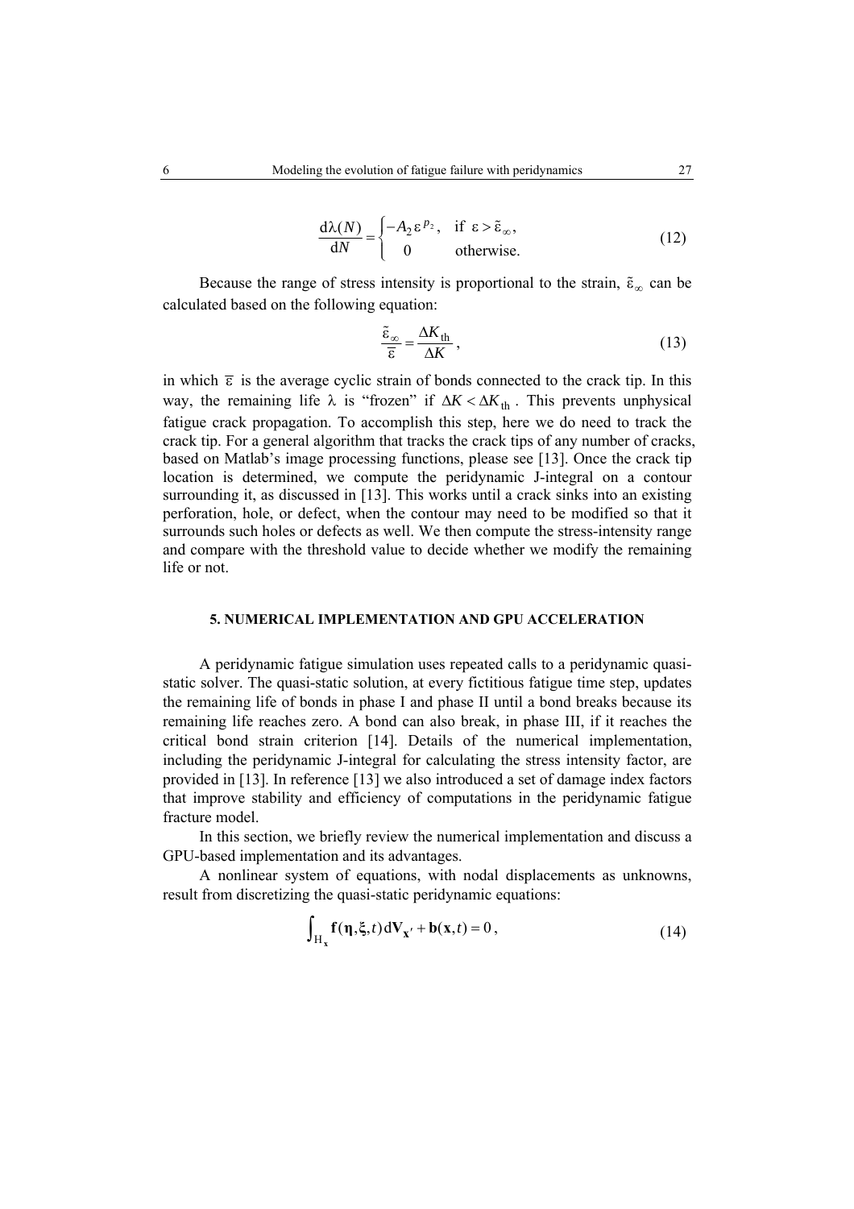$$\frac{\mathrm{d}\lambda(N)}{\mathrm{d}N} = \begin{cases} -A_2\,\varepsilon^{p_2}, & \text{if } \varepsilon > \tilde{\varepsilon}_\infty, \\ 0 & \text{otherwise.} \end{cases} \tag{12}$$

Because the range of stress intensity is proportional to the strain, $\tilde{\varepsilon}_\infty$ can be calculated based on the following equation:

$$\frac{\tilde{\varepsilon}_\infty}{\overline{\varepsilon}} = \frac{\Delta K_{\mathrm{th}}}{\Delta K}, \tag{13}$$

in which $\overline{\varepsilon}$ is the average cyclic strain of bonds connected to the crack tip. In this way, the remaining life $\lambda$ is "frozen" if $\Delta K < \Delta K_{\mathrm{th}}$. This prevents unphysical fatigue crack propagation. To accomplish this step, here we do need to track the crack tip. For a general algorithm that tracks the crack tips of any number of cracks, based on Matlab's image processing functions, please see [13]. Once the crack tip location is determined, we compute the peridynamic J-integral on a contour surrounding it, as discussed in [13]. This works until a crack sinks into an existing perforation, hole, or defect, when the contour may need to be modified so that it surrounds such holes or defects as well. We then compute the stress-intensity range and compare with the threshold value to decide whether we modify the remaining life or not.

## 5. NUMERICAL IMPLEMENTATION AND GPU ACCELERATION

A peridynamic fatigue simulation uses repeated calls to a peridynamic quasi-static solver. The quasi-static solution, at every fictitious fatigue time step, updates the remaining life of bonds in phase I and phase II until a bond breaks because its remaining life reaches zero. A bond can also break, in phase III, if it reaches the critical bond strain criterion [14]. Details of the numerical implementation, including the peridynamic J-integral for calculating the stress intensity factor, are provided in [13]. In reference [13] we also introduced a set of damage index factors that improve stability and efficiency of computations in the peridynamic fatigue fracture model.

In this section, we briefly review the numerical implementation and discuss a GPU-based implementation and its advantages.

A nonlinear system of equations, with nodal displacements as unknowns, result from discretizing the quasi-static peridynamic equations:

$$\int_{\mathrm{H}_{\mathbf{x}}} \mathbf{f}(\boldsymbol{\eta},\boldsymbol{\xi},t)\,\mathrm{d}V_{\mathbf{x}'} + \mathbf{b}(\mathbf{x},t) = 0\,, \tag{14}$$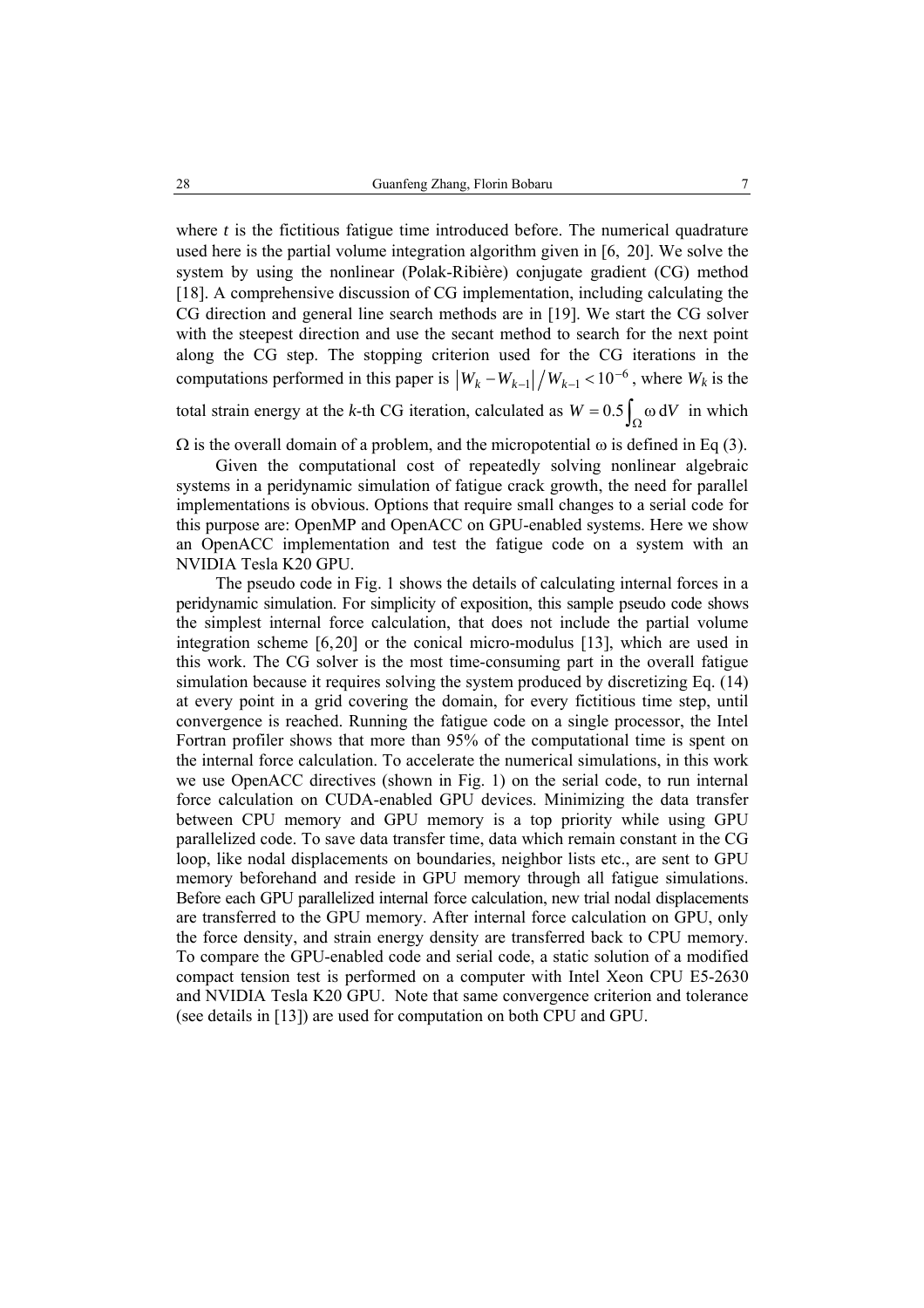where $t$ is the fictitious fatigue time introduced before. The numerical quadrature used here is the partial volume integration algorithm given in [6, 20]. We solve the system by using the nonlinear (Polak-Ribière) conjugate gradient (CG) method [18]. A comprehensive discussion of CG implementation, including calculating the CG direction and general line search methods are in [19]. We start the CG solver with the steepest direction and use the secant method to search for the next point along the CG step. The stopping criterion used for the CG iterations in the computations performed in this paper is $\left|W_k - W_{k-1}\right| / W_{k-1} < 10^{-6}$, where $W_k$ is the total strain energy at the $k$-th CG iteration, calculated as $W = 0.5\int_{\Omega} \omega \,\mathrm{d}V$ in which $\Omega$ is the overall domain of a problem, and the micropotential $\omega$ is defined in Eq (3).

Given the computational cost of repeatedly solving nonlinear algebraic systems in a peridynamic simulation of fatigue crack growth, the need for parallel implementations is obvious. Options that require small changes to a serial code for this purpose are: OpenMP and OpenACC on GPU-enabled systems. Here we show an OpenACC implementation and test the fatigue code on a system with an NVIDIA Tesla K20 GPU.

The pseudo code in Fig. 1 shows the details of calculating internal forces in a peridynamic simulation. For simplicity of exposition, this sample pseudo code shows the simplest internal force calculation, that does not include the partial volume integration scheme [6,20] or the conical micro-modulus [13], which are used in this work. The CG solver is the most time-consuming part in the overall fatigue simulation because it requires solving the system produced by discretizing Eq. (14) at every point in a grid covering the domain, for every fictitious time step, until convergence is reached. Running the fatigue code on a single processor, the Intel Fortran profiler shows that more than 95% of the computational time is spent on the internal force calculation. To accelerate the numerical simulations, in this work we use OpenACC directives (shown in Fig. 1) on the serial code, to run internal force calculation on CUDA-enabled GPU devices. Minimizing the data transfer between CPU memory and GPU memory is a top priority while using GPU parallelized code. To save data transfer time, data which remain constant in the CG loop, like nodal displacements on boundaries, neighbor lists etc., are sent to GPU memory beforehand and reside in GPU memory through all fatigue simulations. Before each GPU parallelized internal force calculation, new trial nodal displacements are transferred to the GPU memory. After internal force calculation on GPU, only the force density, and strain energy density are transferred back to CPU memory. To compare the GPU-enabled code and serial code, a static solution of a modified compact tension test is performed on a computer with Intel Xeon CPU E5-2630 and NVIDIA Tesla K20 GPU. Note that same convergence criterion and tolerance (see details in [13]) are used for computation on both CPU and GPU.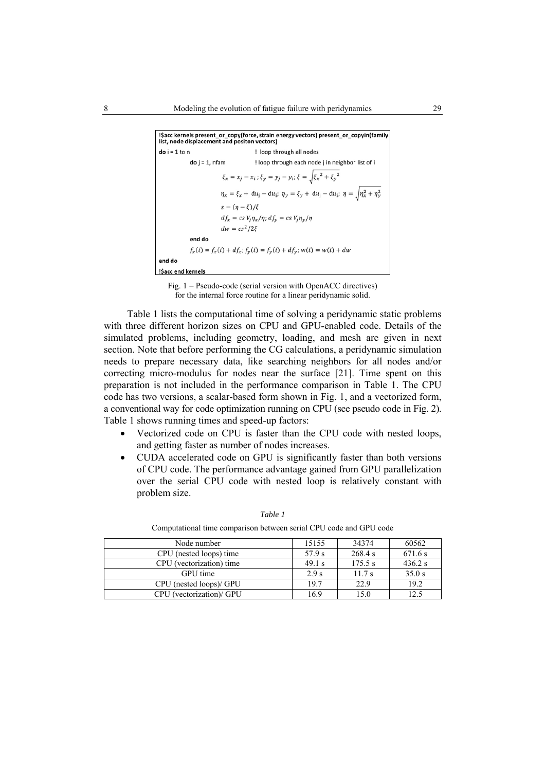```
!$acc kernels present_or_copy(force, strain energy vectors) present_or_copyin(family list, node displacement and positon vectors)
do i = 1 to n                    ! loop through all nodes
    do j = 1, nfam               ! loop through each node j in neighbor list of i
        ξx = xj − xi ; ξy = yj − yi; ξ = sqrt(ξx^2 + ξy^2)
        ηx = ξx + duj − dui; ηy = ξy + duj − dui; η = sqrt(ηx^2 + ηy^2)
        s = (η − ξ)/ξ
        dfx = cs Vj ηx/η; dfy = cs Vj ηy/η
        dw = cs^2/2ξ
    end do
    fx(i) = fx(i) + dfx; fy(i) = fy(i) + dfy; w(i) = w(i) + dw
end do
!$acc end kernels
```

Fig. 1 – Pseudo-code (serial version with OpenACC directives) for the internal force routine for a linear peridynamic solid.

Table 1 lists the computational time of solving a peridynamic static problems with three different horizon sizes on CPU and GPU-enabled code. Details of the simulated problems, including geometry, loading, and mesh are given in next section. Note that before performing the CG calculations, a peridynamic simulation needs to prepare necessary data, like searching neighbors for all nodes and/or correcting micro-modulus for nodes near the surface [21]. Time spent on this preparation is not included in the performance comparison in Table 1. The CPU code has two versions, a scalar-based form shown in Fig. 1, and a vectorized form, a conventional way for code optimization running on CPU (see pseudo code in Fig. 2). Table 1 shows running times and speed-up factors:

- Vectorized code on CPU is faster than the CPU code with nested loops, and getting faster as number of nodes increases.
- CUDA accelerated code on GPU is significantly faster than both versions of CPU code. The performance advantage gained from GPU parallelization over the serial CPU code with nested loop is relatively constant with problem size.

*Table 1*

Computational time comparison between serial CPU code and GPU code

| Node number | 15155 | 34374 | 60562 |
| --- | --- | --- | --- |
| CPU (nested loops) time | 57.9 s | 268.4 s | 671.6 s |
| CPU (vectorization) time | 49.1 s | 175.5 s | 436.2 s |
| GPU time | 2.9 s | 11.7 s | 35.0 s |
| CPU (nested loops)/ GPU | 19.7 | 22.9 | 19.2 |
| CPU (vectorization)/ GPU | 16.9 | 15.0 | 12.5 |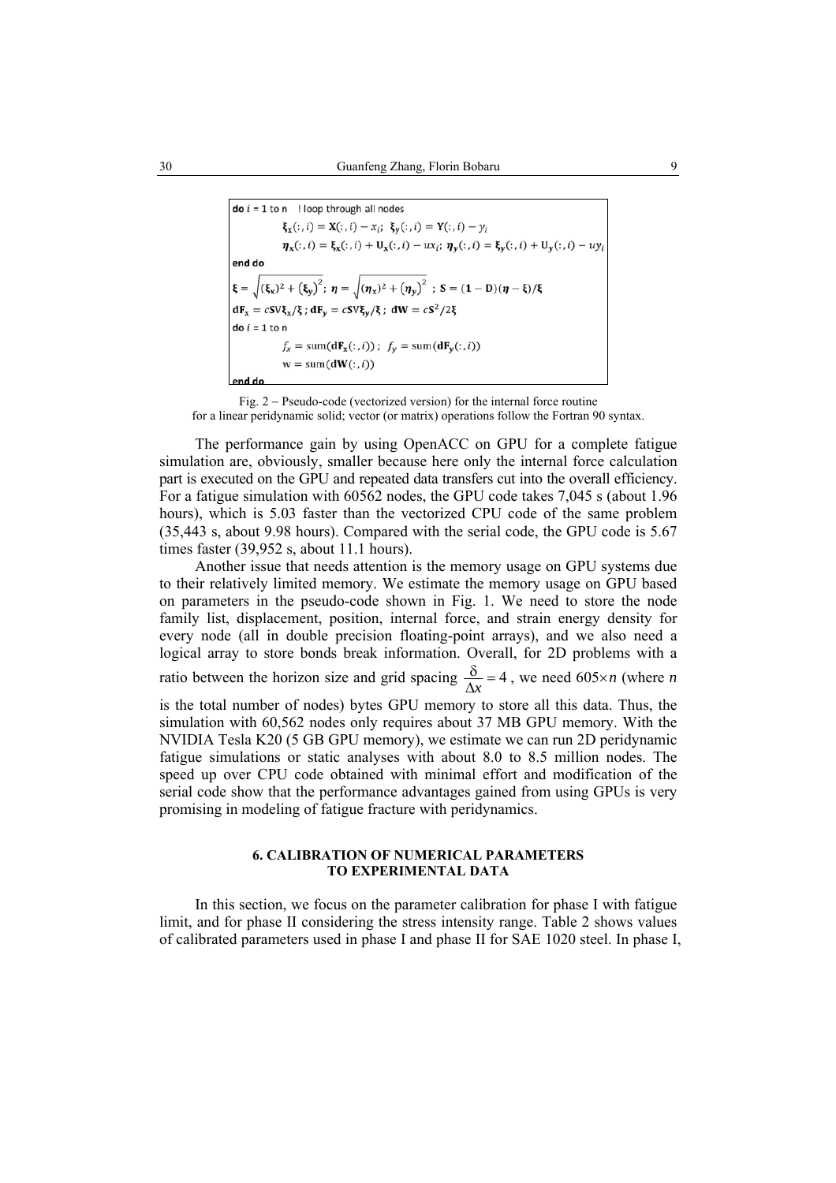```
do i = 1 to n   ! loop through all nodes
        ξx(:, i) = X(:, i) − xi;  ξy(:, i) = Y(:, i) − yi
        ηx(:, i) = ξx(:, i) + Ux(:, i) − uxi;  ηy(:, i) = ξy(:, i) + Uy(:, i) − uyi
end do
ξ = sqrt((ξx)^2 + (ξy)^2);  η = sqrt((ηx)^2 + (ηy)^2) ;  S = (1 − D)(η − ξ)/ξ
dFx = cSVξx/ξ ; dFy = cSVξy/ξ ; dW = cS^2/2ξ
do i = 1 to n
        fx = sum(dFx(:, i)) ;  fy = sum(dFy(:, i))
        w = sum(dW(:, i))
end do
```

Fig. 2 – Pseudo-code (vectorized version) for the internal force routine for a linear peridynamic solid; vector (or matrix) operations follow the Fortran 90 syntax.

The performance gain by using OpenACC on GPU for a complete fatigue simulation are, obviously, smaller because here only the internal force calculation part is executed on the GPU and repeated data transfers cut into the overall efficiency. For a fatigue simulation with 60562 nodes, the GPU code takes 7,045 s (about 1.96 hours), which is 5.03 faster than the vectorized CPU code of the same problem (35,443 s, about 9.98 hours). Compared with the serial code, the GPU code is 5.67 times faster (39,952 s, about 11.1 hours).

Another issue that needs attention is the memory usage on GPU systems due to their relatively limited memory. We estimate the memory usage on GPU based on parameters in the pseudo-code shown in Fig. 1. We need to store the node family list, displacement, position, internal force, and strain energy density for every node (all in double precision floating-point arrays), and we also need a logical array to store bonds break information. Overall, for 2D problems with a ratio between the horizon size and grid spacing $\frac{\delta}{\Delta x} = 4$, we need $605 \times n$ (where $n$ is the total number of nodes) bytes GPU memory to store all this data. Thus, the simulation with 60,562 nodes only requires about 37 MB GPU memory. With the NVIDIA Tesla K20 (5 GB GPU memory), we estimate we can run 2D peridynamic fatigue simulations or static analyses with about 8.0 to 8.5 million nodes. The speed up over CPU code obtained with minimal effort and modification of the serial code show that the performance advantages gained from using GPUs is very promising in modeling of fatigue fracture with peridynamics.

## 6. CALIBRATION OF NUMERICAL PARAMETERS TO EXPERIMENTAL DATA

In this section, we focus on the parameter calibration for phase I with fatigue limit, and for phase II considering the stress intensity range. Table 2 shows values of calibrated parameters used in phase I and phase II for SAE 1020 steel. In phase I,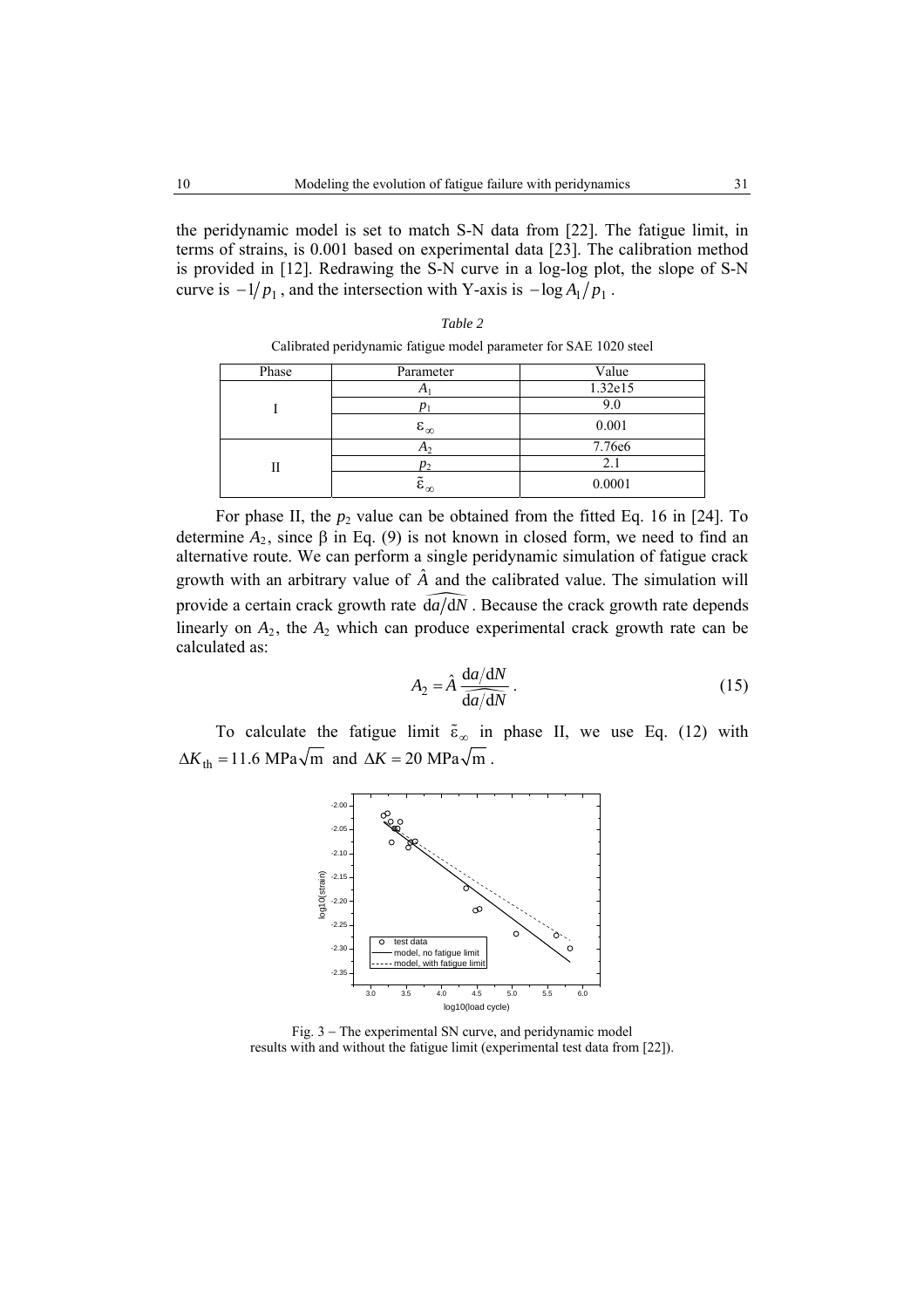the peridynamic model is set to match S-N data from [22]. The fatigue limit, in terms of strains, is 0.001 based on experimental data [23]. The calibration method is provided in [12]. Redrawing the S-N curve in a log-log plot, the slope of S-N curve is $-1/p_1$, and the intersection with Y-axis is $-\log A_1/p_1$.

*Table 2*

Calibrated peridynamic fatigue model parameter for SAE 1020 steel

| Phase | Parameter | Value |
|---|---|---|
| I | $A_1$ | 1.32e15 |
| | $p_1$ | 9.0 |
| | $\varepsilon_\infty$ | 0.001 |
| II | $A_2$ | 7.76e6 |
| | $p_2$ | 2.1 |
| | $\tilde{\varepsilon}_\infty$ | 0.0001 |

For phase II, the $p_2$ value can be obtained from the fitted Eq. 16 in [24]. To determine $A_2$, since β in Eq. (9) is not known in closed form, we need to find an alternative route. We can perform a single peridynamic simulation of fatigue crack growth with an arbitrary value of $\hat{A}$ and the calibrated value. The simulation will provide a certain crack growth rate $\widehat{\mathrm{d}a/\mathrm{d}N}$. Because the crack growth rate depends linearly on $A_2$, the $A_2$ which can produce experimental crack growth rate can be calculated as:

$$A_2 = \hat{A}\,\frac{\mathrm{d}a/\mathrm{d}N}{\widehat{\mathrm{d}a/\mathrm{d}N}}\,. \tag{15}$$

To calculate the fatigue limit $\tilde{\varepsilon}_\infty$ in phase II, we use Eq. (12) with $\Delta K_{\mathrm{th}} = 11.6\ \mathrm{MPa}\sqrt{\mathrm{m}}$ and $\Delta K = 20\ \mathrm{MPa}\sqrt{\mathrm{m}}$.

Fig. 3 – The experimental SN curve, and peridynamic model results with and without the fatigue limit (experimental test data from [22]).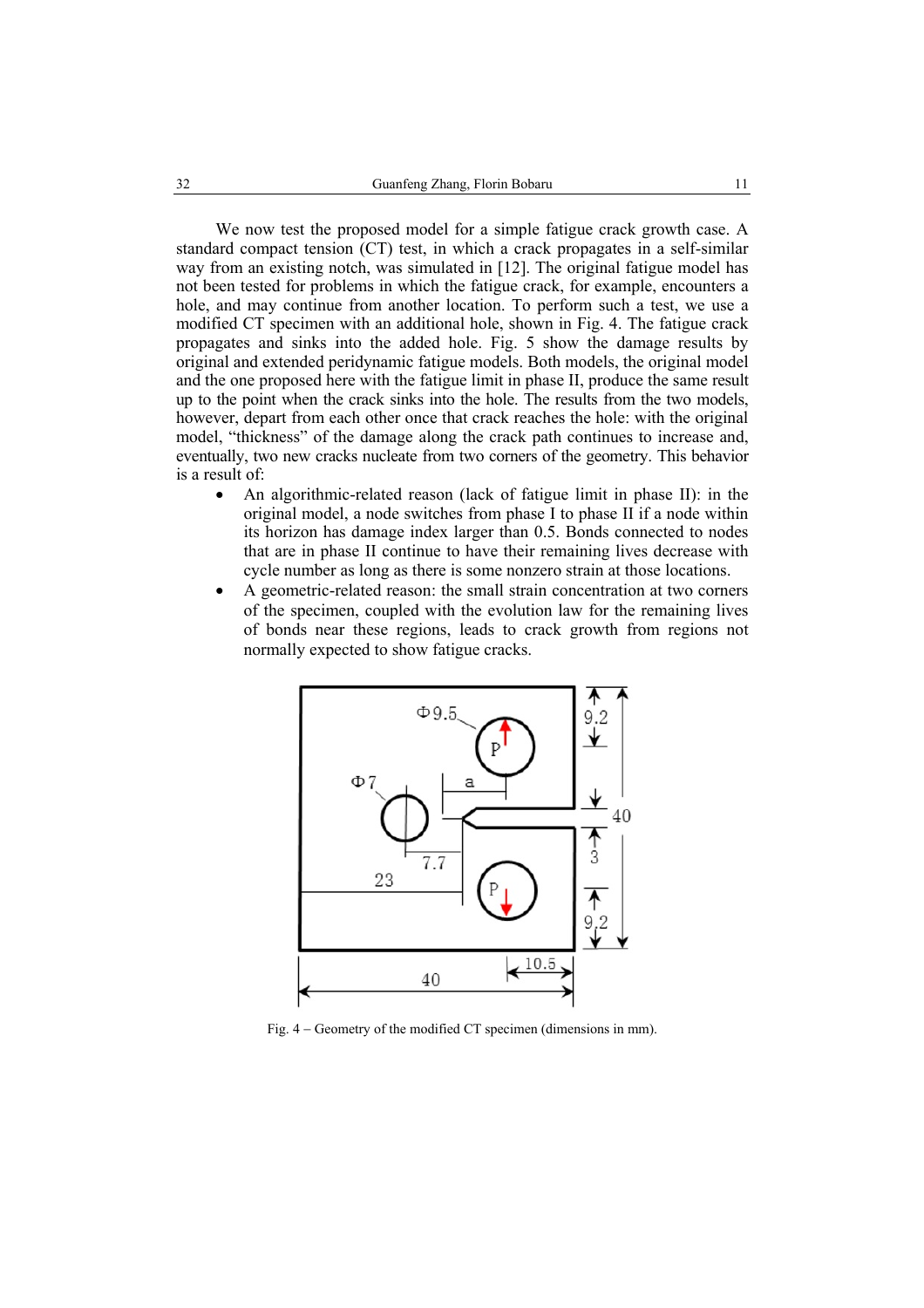We now test the proposed model for a simple fatigue crack growth case. A standard compact tension (CT) test, in which a crack propagates in a self-similar way from an existing notch, was simulated in [12]. The original fatigue model has not been tested for problems in which the fatigue crack, for example, encounters a hole, and may continue from another location. To perform such a test, we use a modified CT specimen with an additional hole, shown in Fig. 4. The fatigue crack propagates and sinks into the added hole. Fig. 5 show the damage results by original and extended peridynamic fatigue models. Both models, the original model and the one proposed here with the fatigue limit in phase II, produce the same result up to the point when the crack sinks into the hole. The results from the two models, however, depart from each other once that crack reaches the hole: with the original model, "thickness" of the damage along the crack path continues to increase and, eventually, two new cracks nucleate from two corners of the geometry. This behavior is a result of:

- An algorithmic-related reason (lack of fatigue limit in phase II): in the original model, a node switches from phase I to phase II if a node within its horizon has damage index larger than 0.5. Bonds connected to nodes that are in phase II continue to have their remaining lives decrease with cycle number as long as there is some nonzero strain at those locations.
- A geometric-related reason: the small strain concentration at two corners of the specimen, coupled with the evolution law for the remaining lives of bonds near these regions, leads to crack growth from regions not normally expected to show fatigue cracks.

Fig. 4 – Geometry of the modified CT specimen (dimensions in mm).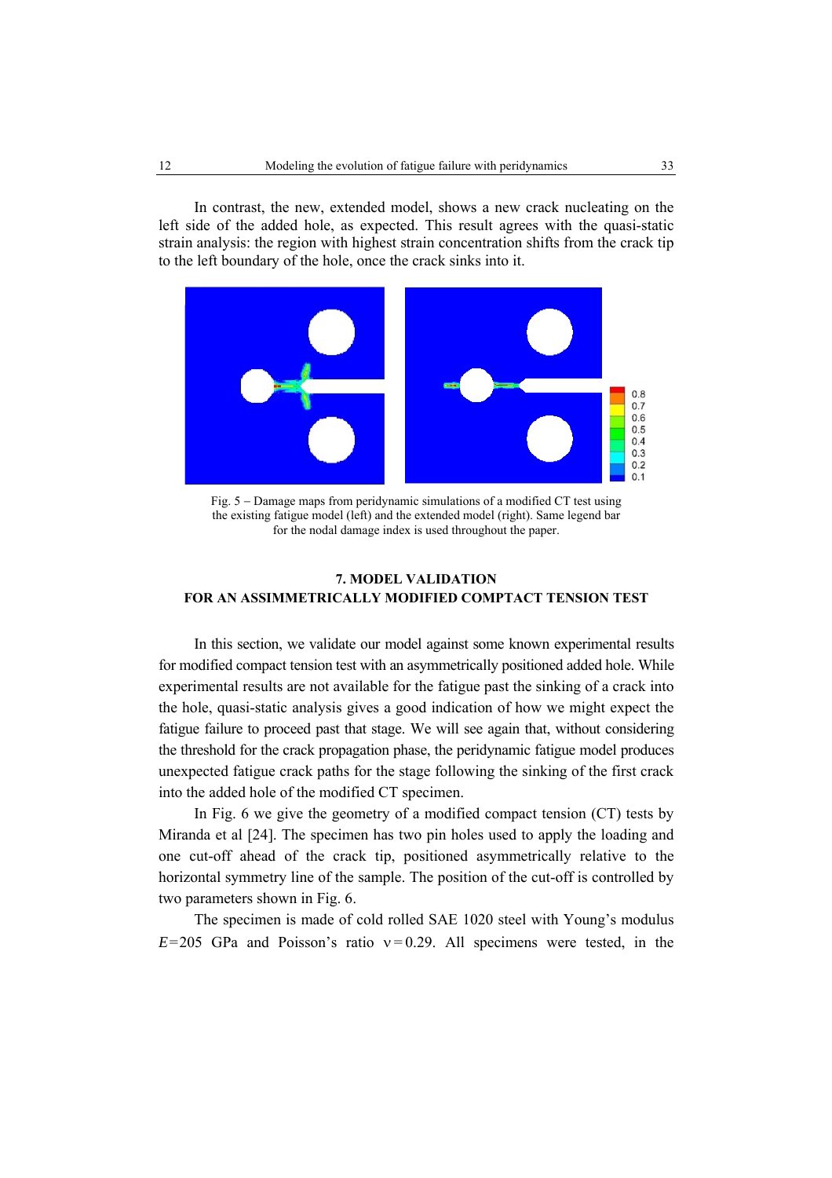In contrast, the new, extended model, shows a new crack nucleating on the left side of the added hole, as expected. This result agrees with the quasi-static strain analysis: the region with highest strain concentration shifts from the crack tip to the left boundary of the hole, once the crack sinks into it.

Fig. 5 – Damage maps from peridynamic simulations of a modified CT test using the existing fatigue model (left) and the extended model (right). Same legend bar for the nodal damage index is used throughout the paper.

## 7. MODEL VALIDATION FOR AN ASSIMMETRICALLY MODIFIED COMPTACT TENSION TEST

In this section, we validate our model against some known experimental results for modified compact tension test with an asymmetrically positioned added hole. While experimental results are not available for the fatigue past the sinking of a crack into the hole, quasi-static analysis gives a good indication of how we might expect the fatigue failure to proceed past that stage. We will see again that, without considering the threshold for the crack propagation phase, the peridynamic fatigue model produces unexpected fatigue crack paths for the stage following the sinking of the first crack into the added hole of the modified CT specimen.

In Fig. 6 we give the geometry of a modified compact tension (CT) tests by Miranda et al [24]. The specimen has two pin holes used to apply the loading and one cut-off ahead of the crack tip, positioned asymmetrically relative to the horizontal symmetry line of the sample. The position of the cut-off is controlled by two parameters shown in Fig. 6.

The specimen is made of cold rolled SAE 1020 steel with Young's modulus $E$=205 GPa and Poisson's ratio $\nu = 0.29$. All specimens were tested, in the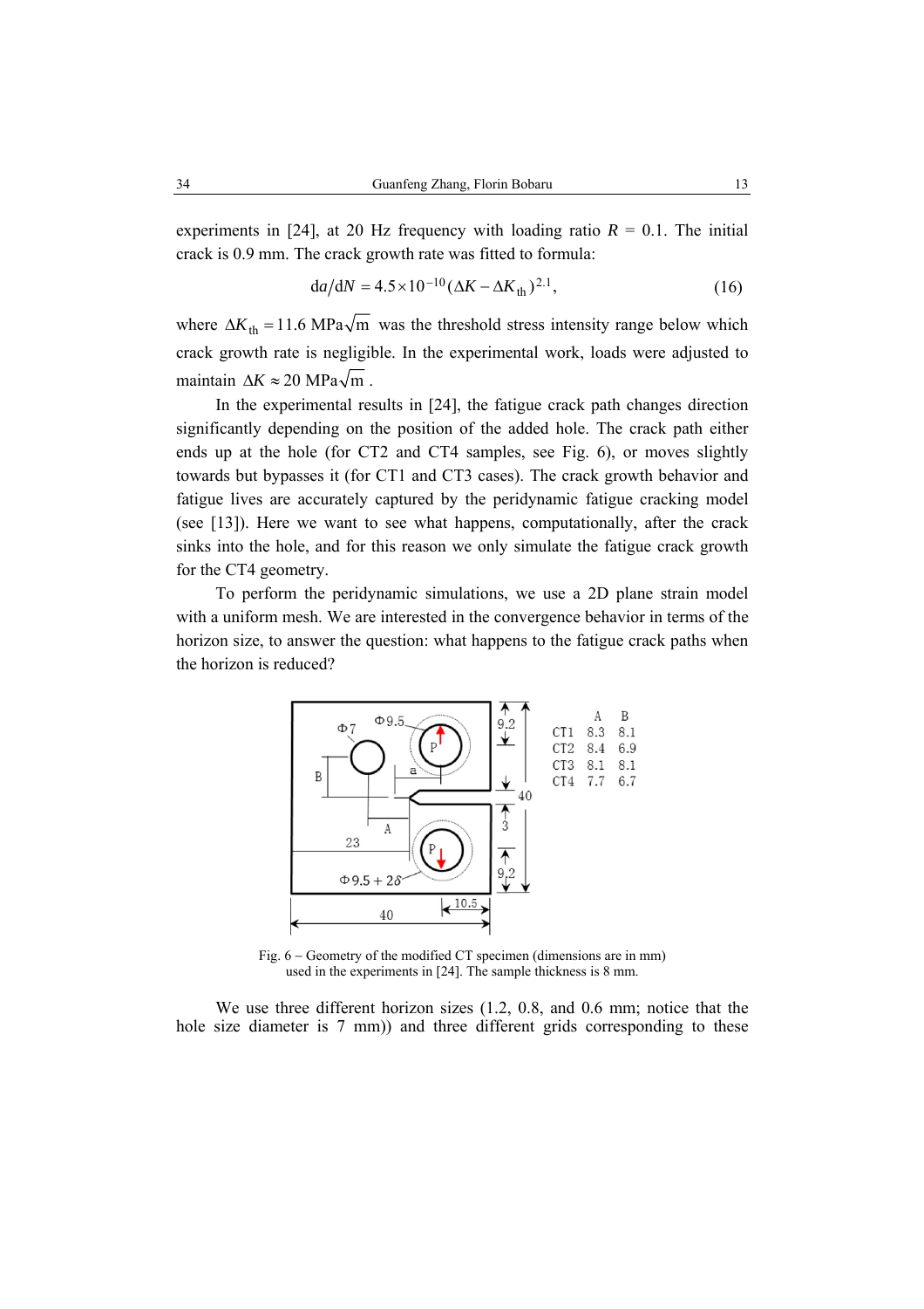experiments in [24], at 20 Hz frequency with loading ratio $R$ = 0.1. The initial crack is 0.9 mm. The crack growth rate was fitted to formula:

$$\mathrm{d}a/\mathrm{d}N = 4.5\times10^{-10}(\Delta K - \Delta K_{\mathrm{th}})^{2.1}, \tag{16}$$

where $\Delta K_{\mathrm{th}} = 11.6\ \mathrm{MPa}\sqrt{\mathrm{m}}$ was the threshold stress intensity range below which crack growth rate is negligible. In the experimental work, loads were adjusted to maintain $\Delta K \approx 20\ \mathrm{MPa}\sqrt{\mathrm{m}}$ .

In the experimental results in [24], the fatigue crack path changes direction significantly depending on the position of the added hole. The crack path either ends up at the hole (for CT2 and CT4 samples, see Fig. 6), or moves slightly towards but bypasses it (for CT1 and CT3 cases). The crack growth behavior and fatigue lives are accurately captured by the peridynamic fatigue cracking model (see [13]). Here we want to see what happens, computationally, after the crack sinks into the hole, and for this reason we only simulate the fatigue crack growth for the CT4 geometry.

To perform the peridynamic simulations, we use a 2D plane strain model with a uniform mesh. We are interested in the convergence behavior in terms of the horizon size, to answer the question: what happens to the fatigue crack paths when the horizon is reduced?

| | A | B |
|---|---|---|
| CT1 | 8.3 | 8.1 |
| CT2 | 8.4 | 6.9 |
| CT3 | 8.1 | 8.1 |
| CT4 | 7.7 | 6.7 |

Fig. 6 – Geometry of the modified CT specimen (dimensions are in mm) used in the experiments in [24]. The sample thickness is 8 mm.

We use three different horizon sizes (1.2, 0.8, and 0.6 mm; notice that the hole size diameter is 7 mm)) and three different grids corresponding to these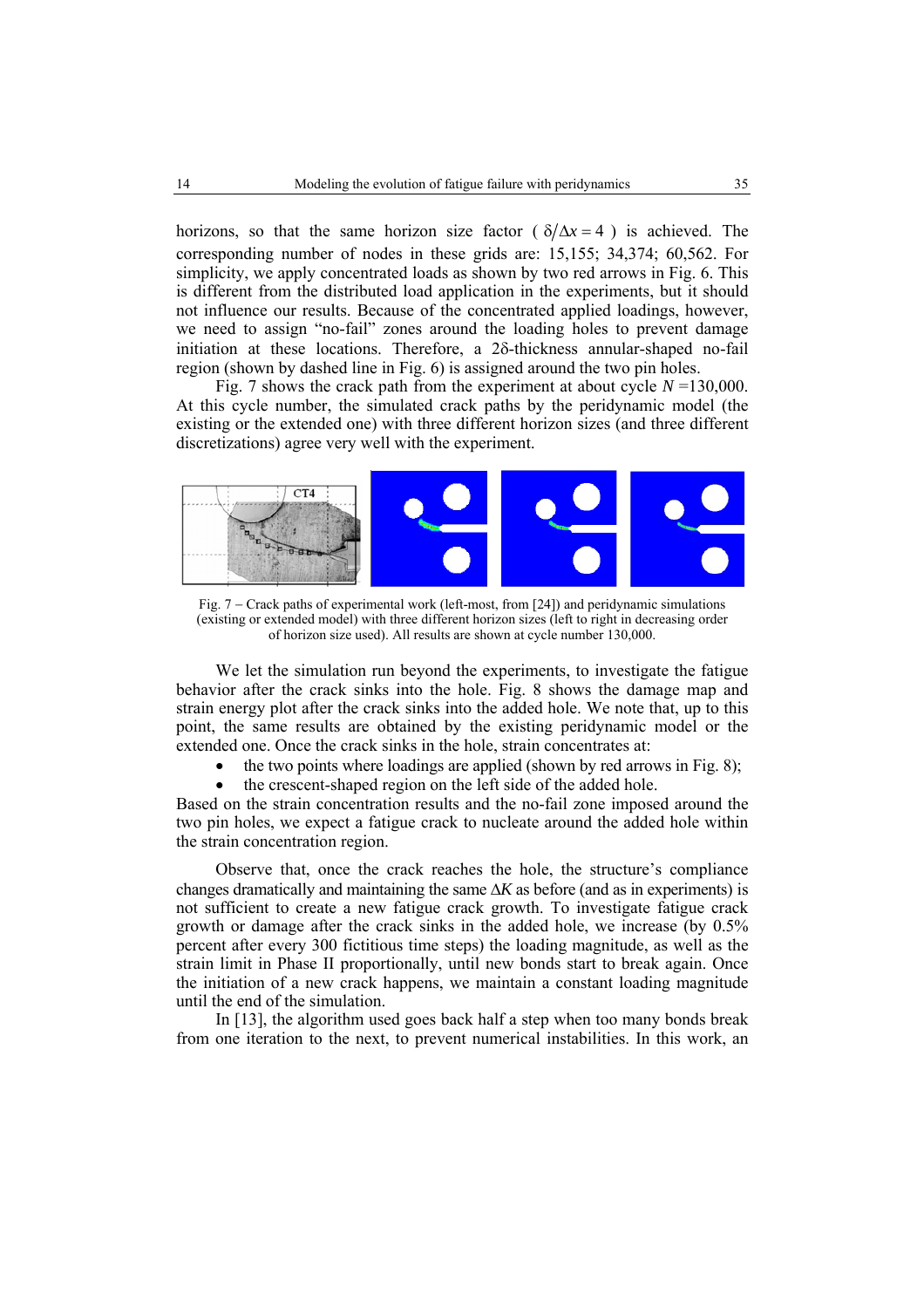horizons, so that the same horizon size factor ( $\delta/\Delta x = 4$ ) is achieved. The corresponding number of nodes in these grids are: 15,155; 34,374; 60,562. For simplicity, we apply concentrated loads as shown by two red arrows in Fig. 6. This is different from the distributed load application in the experiments, but it should not influence our results. Because of the concentrated applied loadings, however, we need to assign "no-fail" zones around the loading holes to prevent damage initiation at these locations. Therefore, a 2δ-thickness annular-shaped no-fail region (shown by dashed line in Fig. 6) is assigned around the two pin holes.

Fig. 7 shows the crack path from the experiment at about cycle $N$ =130,000. At this cycle number, the simulated crack paths by the peridynamic model (the existing or the extended one) with three different horizon sizes (and three different discretizations) agree very well with the experiment.

Fig. 7 – Crack paths of experimental work (left-most, from [24]) and peridynamic simulations (existing or extended model) with three different horizon sizes (left to right in decreasing order of horizon size used). All results are shown at cycle number 130,000.

We let the simulation run beyond the experiments, to investigate the fatigue behavior after the crack sinks into the hole. Fig. 8 shows the damage map and strain energy plot after the crack sinks into the added hole. We note that, up to this point, the same results are obtained by the existing peridynamic model or the extended one. Once the crack sinks in the hole, strain concentrates at:

- the two points where loadings are applied (shown by red arrows in Fig. 8);
- the crescent-shaped region on the left side of the added hole.

Based on the strain concentration results and the no-fail zone imposed around the two pin holes, we expect a fatigue crack to nucleate around the added hole within the strain concentration region.

Observe that, once the crack reaches the hole, the structure's compliance changes dramatically and maintaining the same $\Delta K$ as before (and as in experiments) is not sufficient to create a new fatigue crack growth. To investigate fatigue crack growth or damage after the crack sinks in the added hole, we increase (by 0.5% percent after every 300 fictitious time steps) the loading magnitude, as well as the strain limit in Phase II proportionally, until new bonds start to break again. Once the initiation of a new crack happens, we maintain a constant loading magnitude until the end of the simulation.

In [13], the algorithm used goes back half a step when too many bonds break from one iteration to the next, to prevent numerical instabilities. In this work, an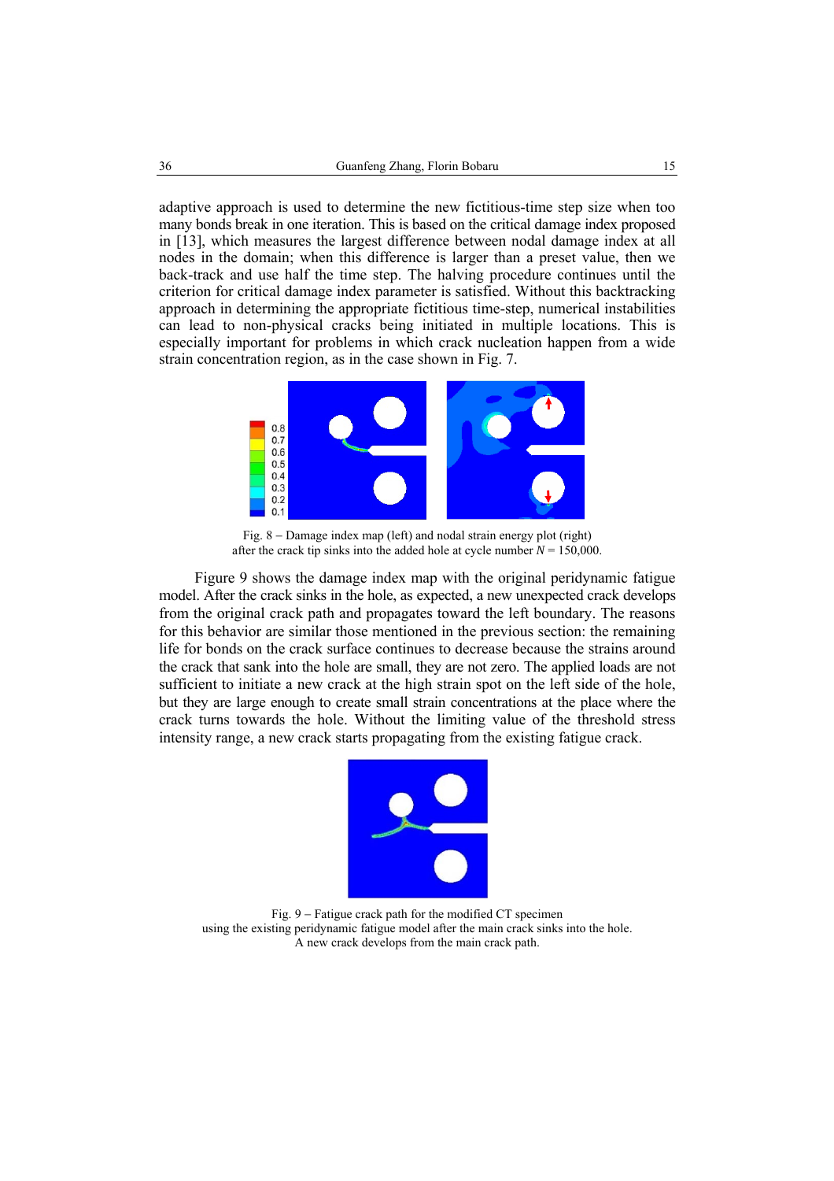adaptive approach is used to determine the new fictitious-time step size when too many bonds break in one iteration. This is based on the critical damage index proposed in [13], which measures the largest difference between nodal damage index at all nodes in the domain; when this difference is larger than a preset value, then we back-track and use half the time step. The halving procedure continues until the criterion for critical damage index parameter is satisfied. Without this backtracking approach in determining the appropriate fictitious time-step, numerical instabilities can lead to non-physical cracks being initiated in multiple locations. This is especially important for problems in which crack nucleation happen from a wide strain concentration region, as in the case shown in Fig. 7.

Fig. 8 – Damage index map (left) and nodal strain energy plot (right) after the crack tip sinks into the added hole at cycle number $N$ = 150,000.

Figure 9 shows the damage index map with the original peridynamic fatigue model. After the crack sinks in the hole, as expected, a new unexpected crack develops from the original crack path and propagates toward the left boundary. The reasons for this behavior are similar those mentioned in the previous section: the remaining life for bonds on the crack surface continues to decrease because the strains around the crack that sank into the hole are small, they are not zero. The applied loads are not sufficient to initiate a new crack at the high strain spot on the left side of the hole, but they are large enough to create small strain concentrations at the place where the crack turns towards the hole. Without the limiting value of the threshold stress intensity range, a new crack starts propagating from the existing fatigue crack.

Fig. 9 – Fatigue crack path for the modified CT specimen using the existing peridynamic fatigue model after the main crack sinks into the hole. A new crack develops from the main crack path.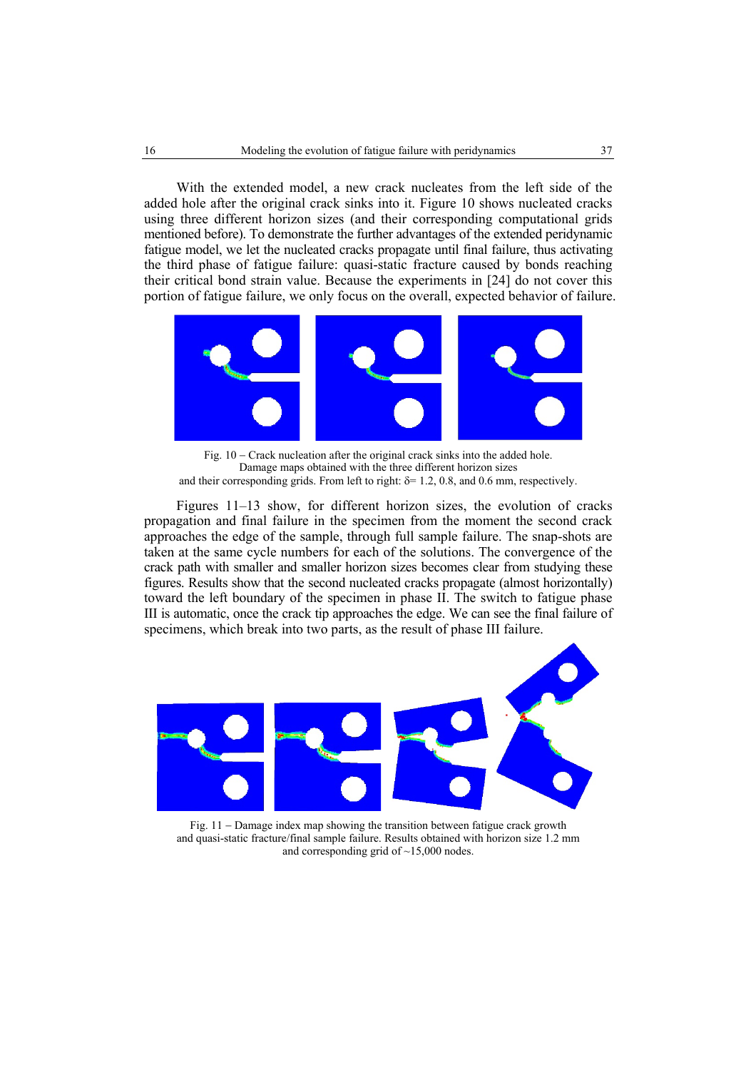With the extended model, a new crack nucleates from the left side of the added hole after the original crack sinks into it. Figure 10 shows nucleated cracks using three different horizon sizes (and their corresponding computational grids mentioned before). To demonstrate the further advantages of the extended peridynamic fatigue model, we let the nucleated cracks propagate until final failure, thus activating the third phase of fatigue failure: quasi-static fracture caused by bonds reaching their critical bond strain value. Because the experiments in [24] do not cover this portion of fatigue failure, we only focus on the overall, expected behavior of failure.

Fig. 10 – Crack nucleation after the original crack sinks into the added hole. Damage maps obtained with the three different horizon sizes and their corresponding grids. From left to right: $\delta$= 1.2, 0.8, and 0.6 mm, respectively.

Figures 11–13 show, for different horizon sizes, the evolution of cracks propagation and final failure in the specimen from the moment the second crack approaches the edge of the sample, through full sample failure. The snap-shots are taken at the same cycle numbers for each of the solutions. The convergence of the crack path with smaller and smaller horizon sizes becomes clear from studying these figures. Results show that the second nucleated cracks propagate (almost horizontally) toward the left boundary of the specimen in phase II. The switch to fatigue phase III is automatic, once the crack tip approaches the edge. We can see the final failure of specimens, which break into two parts, as the result of phase III failure.

Fig. 11 – Damage index map showing the transition between fatigue crack growth and quasi-static fracture/final sample failure. Results obtained with horizon size 1.2 mm and corresponding grid of ~15,000 nodes.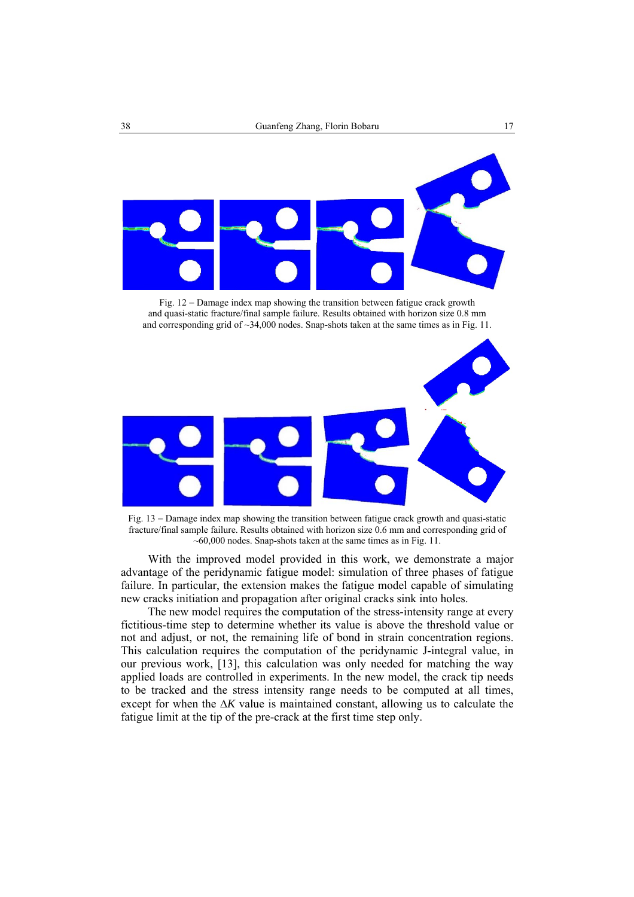Fig. 12 – Damage index map showing the transition between fatigue crack growth and quasi-static fracture/final sample failure. Results obtained with horizon size 0.8 mm and corresponding grid of ~34,000 nodes. Snap-shots taken at the same times as in Fig. 11.

Fig. 13 – Damage index map showing the transition between fatigue crack growth and quasi-static fracture/final sample failure. Results obtained with horizon size 0.6 mm and corresponding grid of ~60,000 nodes. Snap-shots taken at the same times as in Fig. 11.

With the improved model provided in this work, we demonstrate a major advantage of the peridynamic fatigue model: simulation of three phases of fatigue failure. In particular, the extension makes the fatigue model capable of simulating new cracks initiation and propagation after original cracks sink into holes.

The new model requires the computation of the stress-intensity range at every fictitious-time step to determine whether its value is above the threshold value or not and adjust, or not, the remaining life of bond in strain concentration regions. This calculation requires the computation of the peridynamic J-integral value, in our previous work, [13], this calculation was only needed for matching the way applied loads are controlled in experiments. In the new model, the crack tip needs to be tracked and the stress intensity range needs to be computed at all times, except for when the $\Delta K$ value is maintained constant, allowing us to calculate the fatigue limit at the tip of the pre-crack at the first time step only.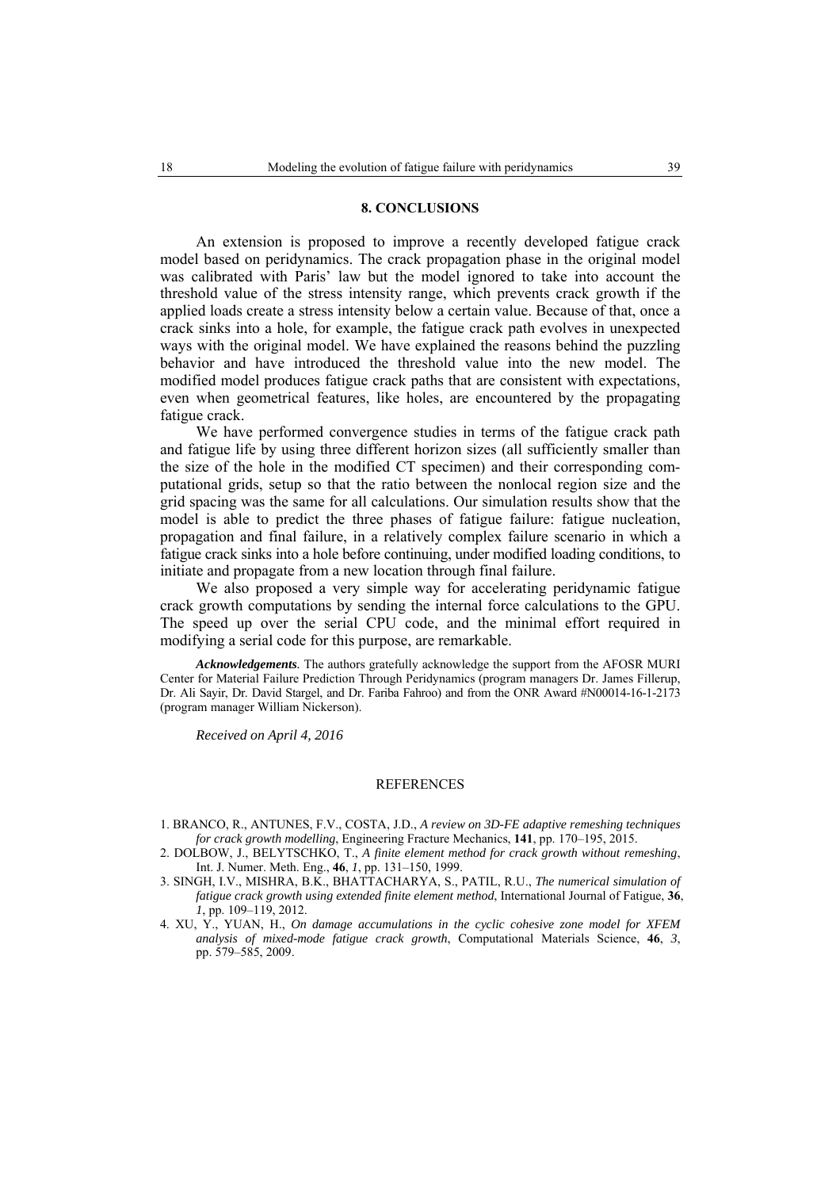## 8. CONCLUSIONS

An extension is proposed to improve a recently developed fatigue crack model based on peridynamics. The crack propagation phase in the original model was calibrated with Paris' law but the model ignored to take into account the threshold value of the stress intensity range, which prevents crack growth if the applied loads create a stress intensity below a certain value. Because of that, once a crack sinks into a hole, for example, the fatigue crack path evolves in unexpected ways with the original model. We have explained the reasons behind the puzzling behavior and have introduced the threshold value into the new model. The modified model produces fatigue crack paths that are consistent with expectations, even when geometrical features, like holes, are encountered by the propagating fatigue crack.

We have performed convergence studies in terms of the fatigue crack path and fatigue life by using three different horizon sizes (all sufficiently smaller than the size of the hole in the modified CT specimen) and their corresponding computational grids, setup so that the ratio between the nonlocal region size and the grid spacing was the same for all calculations. Our simulation results show that the model is able to predict the three phases of fatigue failure: fatigue nucleation, propagation and final failure, in a relatively complex failure scenario in which a fatigue crack sinks into a hole before continuing, under modified loading conditions, to initiate and propagate from a new location through final failure.

We also proposed a very simple way for accelerating peridynamic fatigue crack growth computations by sending the internal force calculations to the GPU. The speed up over the serial CPU code, and the minimal effort required in modifying a serial code for this purpose, are remarkable.

***Acknowledgements.*** The authors gratefully acknowledge the support from the AFOSR MURI Center for Material Failure Prediction Through Peridynamics (program managers Dr. James Fillerup, Dr. Ali Sayir, Dr. David Stargel, and Dr. Fariba Fahroo) and from the ONR Award #N00014-16-1-2173 (program manager William Nickerson).

*Received on April 4, 2016*

## REFERENCES

1. BRANCO, R., ANTUNES, F.V., COSTA, J.D., *A review on 3D-FE adaptive remeshing techniques for crack growth modelling*, Engineering Fracture Mechanics, **141**, pp. 170–195, 2015.
2. DOLBOW, J., BELYTSCHKO, T., *A finite element method for crack growth without remeshing*, Int. J. Numer. Meth. Eng., **46**, *1*, pp. 131–150, 1999.
3. SINGH, I.V., MISHRA, B.K., BHATTACHARYA, S., PATIL, R.U., *The numerical simulation of fatigue crack growth using extended finite element method*, International Journal of Fatigue, **36**, *1*, pp. 109–119, 2012.
4. XU, Y., YUAN, H., *On damage accumulations in the cyclic cohesive zone model for XFEM analysis of mixed-mode fatigue crack growth*, Computational Materials Science, **46**, *3*, pp. 579–585, 2009.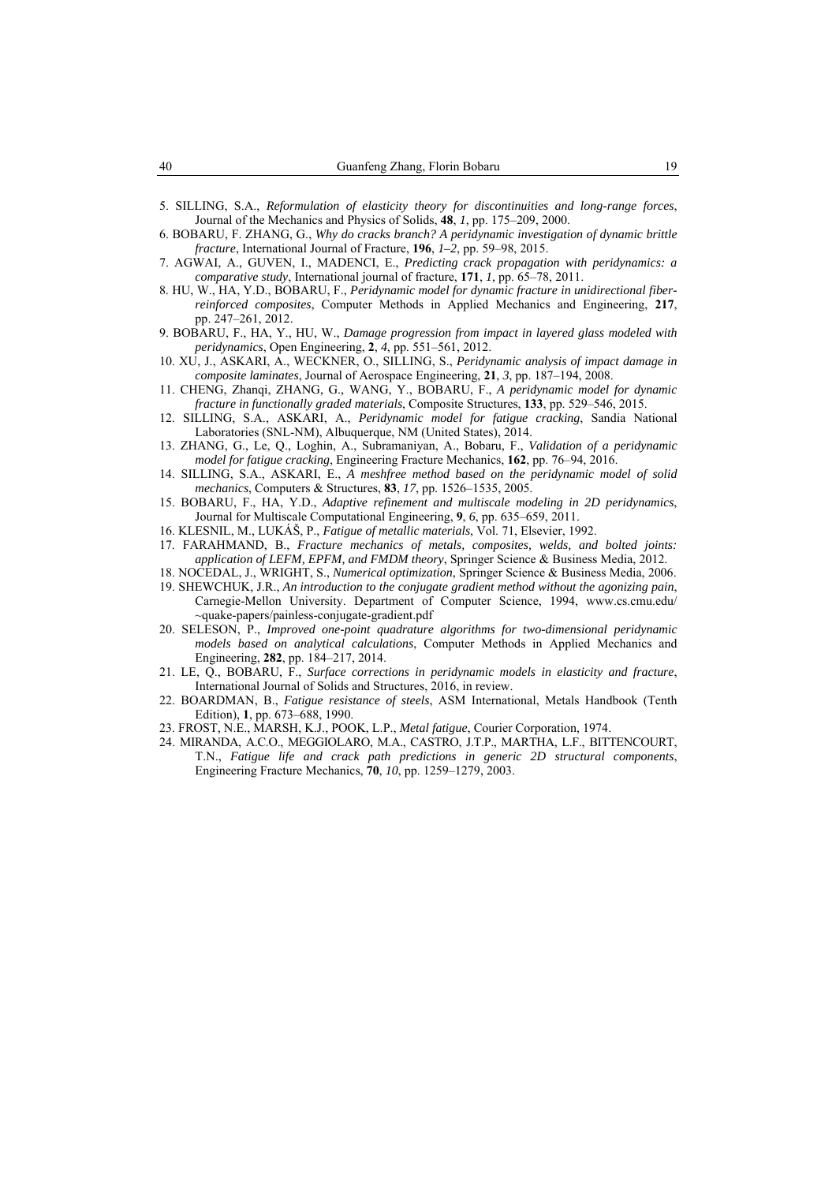5. SILLING, S.A., *Reformulation of elasticity theory for discontinuities and long-range forces*, Journal of the Mechanics and Physics of Solids, **48**, *1*, pp. 175–209, 2000.
6. BOBARU, F. ZHANG, G., *Why do cracks branch? A peridynamic investigation of dynamic brittle fracture*, International Journal of Fracture, **196**, *1–2*, pp. 59–98, 2015.
7. AGWAI, A., GUVEN, I., MADENCI, E., *Predicting crack propagation with peridynamics: a comparative study*, International journal of fracture, **171**, *1*, pp. 65–78, 2011.
8. HU, W., HA, Y.D., BOBARU, F., *Peridynamic model for dynamic fracture in unidirectional fiber-reinforced composites*, Computer Methods in Applied Mechanics and Engineering, **217**, pp. 247–261, 2012.
9. BOBARU, F., HA, Y., HU, W., *Damage progression from impact in layered glass modeled with peridynamics*, Open Engineering, **2**, *4*, pp. 551–561, 2012.
10. XU, J., ASKARI, A., WECKNER, O., SILLING, S., *Peridynamic analysis of impact damage in composite laminates*, Journal of Aerospace Engineering, **21**, *3*, pp. 187–194, 2008.
11. CHENG, Zhanqi, ZHANG, G., WANG, Y., BOBARU, F., *A peridynamic model for dynamic fracture in functionally graded materials*, Composite Structures, **133**, pp. 529–546, 2015.
12. SILLING, S.A., ASKARI, A., *Peridynamic model for fatigue cracking*, Sandia National Laboratories (SNL-NM), Albuquerque, NM (United States), 2014.
13. ZHANG, G., Le, Q., Loghin, A., Subramaniyan, A., Bobaru, F., *Validation of a peridynamic model for fatigue cracking*, Engineering Fracture Mechanics, **162**, pp. 76–94, 2016.
14. SILLING, S.A., ASKARI, E., *A meshfree method based on the peridynamic model of solid mechanics*, Computers & Structures, **83**, *17*, pp. 1526–1535, 2005.
15. BOBARU, F., HA, Y.D., *Adaptive refinement and multiscale modeling in 2D peridynamics*, Journal for Multiscale Computational Engineering, **9**, *6*, pp. 635–659, 2011.
16. KLESNIL, M., LUKÁŠ, P., *Fatigue of metallic materials*, Vol. 71, Elsevier, 1992.
17. FARAHMAND, B., *Fracture mechanics of metals, composites, welds, and bolted joints: application of LEFM, EPFM, and FMDM theory*, Springer Science & Business Media, 2012.
18. NOCEDAL, J., WRIGHT, S., *Numerical optimization*, Springer Science & Business Media, 2006.
19. SHEWCHUK, J.R., *An introduction to the conjugate gradient method without the agonizing pain*, Carnegie-Mellon University. Department of Computer Science, 1994, www.cs.cmu.edu/~quake-papers/painless-conjugate-gradient.pdf
20. SELESON, P., *Improved one-point quadrature algorithms for two-dimensional peridynamic models based on analytical calculations*, Computer Methods in Applied Mechanics and Engineering, **282**, pp. 184–217, 2014.
21. LE, Q., BOBARU, F., *Surface corrections in peridynamic models in elasticity and fracture*, International Journal of Solids and Structures, 2016, in review.
22. BOARDMAN, B., *Fatigue resistance of steels*, ASM International, Metals Handbook (Tenth Edition), **1**, pp. 673–688, 1990.
23. FROST, N.E., MARSH, K.J., POOK, L.P., *Metal fatigue*, Courier Corporation, 1974.
24. MIRANDA, A.C.O., MEGGIOLARO, M.A., CASTRO, J.T.P., MARTHA, L.F., BITTENCOURT, T.N., *Fatigue life and crack path predictions in generic 2D structural components*, Engineering Fracture Mechanics, **70**, *10*, pp. 1259–1279, 2003.